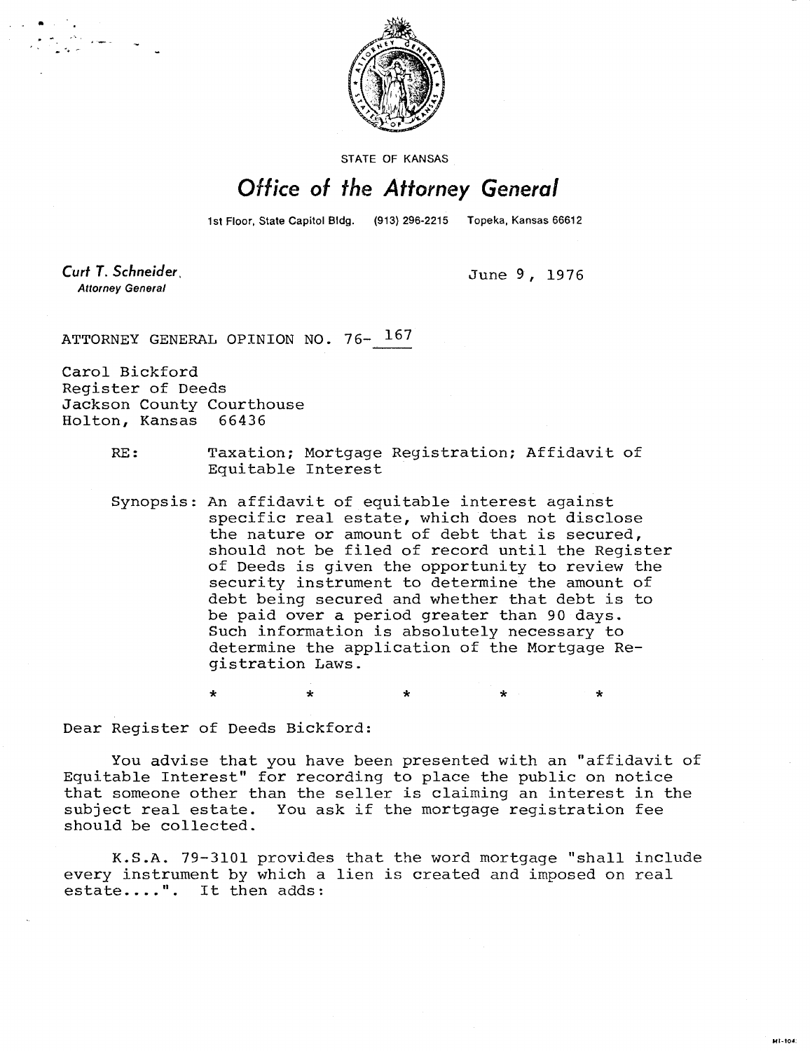STATE OF KANSAS

# Office of the Attorney General

1st Floor, State Capitol Bldg. (913) 296-2215 Topeka, Kansas 66612

**Curt T. Schneider**, 
*Attorney General*

June 9, 1976

ATTORNEY GENERAL OPINION NO. 76- 167

Carol Bickford
Register of Deeds
Jackson County Courthouse
Holton, Kansas 66436

RE: Taxation; Mortgage Registration; Affidavit of Equitable Interest

Synopsis: An affidavit of equitable interest against specific real estate, which does not disclose the nature or amount of debt that is secured, should not be filed of record until the Register of Deeds is given the opportunity to review the security instrument to determine the amount of debt being secured and whether that debt is to be paid over a period greater than 90 days. Such information is absolutely necessary to determine the application of the Mortgage Registration Laws.

\* \* \* \* \*

Dear Register of Deeds Bickford:

You advise that you have been presented with an "affidavit of Equitable Interest" for recording to place the public on notice that someone other than the seller is claiming an interest in the subject real estate. You ask if the mortgage registration fee should be collected.

K.S.A. 79-3101 provides that the word mortgage "shall include every instrument by which a lien is created and imposed on real estate....". It then adds: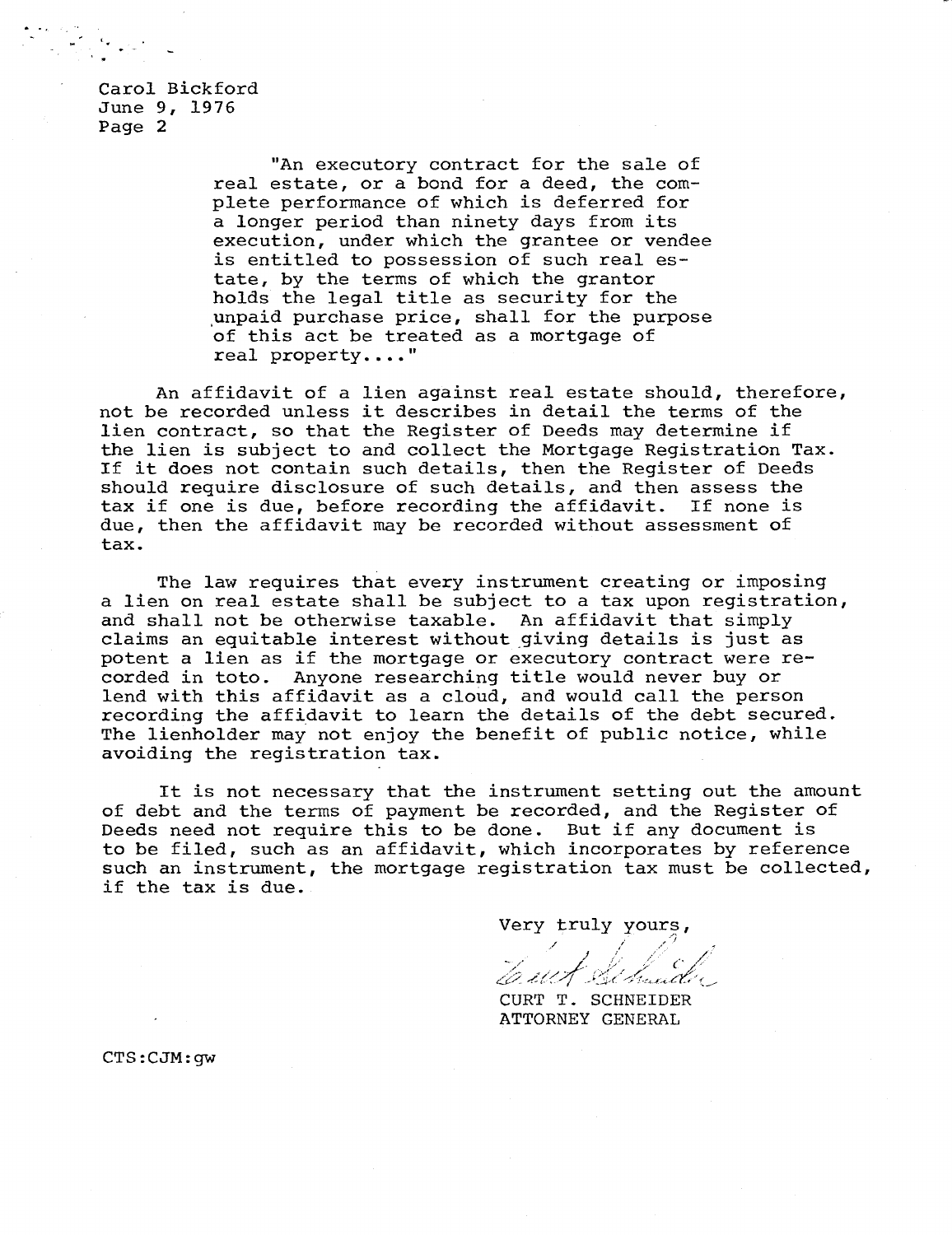Carol Bickford
June 9, 1976
Page 2

> "An executory contract for the sale of real estate, or a bond for a deed, the complete performance of which is deferred for a longer period than ninety days from its execution, under which the grantee or vendee is entitled to possession of such real estate, by the terms of which the grantor holds the legal title as security for the unpaid purchase price, shall for the purpose of this act be treated as a mortgage of real property...."

An affidavit of a lien against real estate should, therefore, not be recorded unless it describes in detail the terms of the lien contract, so that the Register of Deeds may determine if the lien is subject to and collect the Mortgage Registration Tax. If it does not contain such details, then the Register of Deeds should require disclosure of such details, and then assess the tax if one is due, before recording the affidavit. If none is due, then the affidavit may be recorded without assessment of tax.

The law requires that every instrument creating or imposing a lien on real estate shall be subject to a tax upon registration, and shall not be otherwise taxable. An affidavit that simply claims an equitable interest without giving details is just as potent a lien as if the mortgage or executory contract were recorded in toto. Anyone researching title would never buy or lend with this affidavit as a cloud, and would call the person recording the affidavit to learn the details of the debt secured. The lienholder may not enjoy the benefit of public notice, while avoiding the registration tax.

It is not necessary that the instrument setting out the amount of debt and the terms of payment be recorded, and the Register of Deeds need not require this to be done. But if any document is to be filed, such as an affidavit, which incorporates by reference such an instrument, the mortgage registration tax must be collected, if the tax is due.

Very truly yours,

CURT T. SCHNEIDER
ATTORNEY GENERAL

CTS:CJM:gw